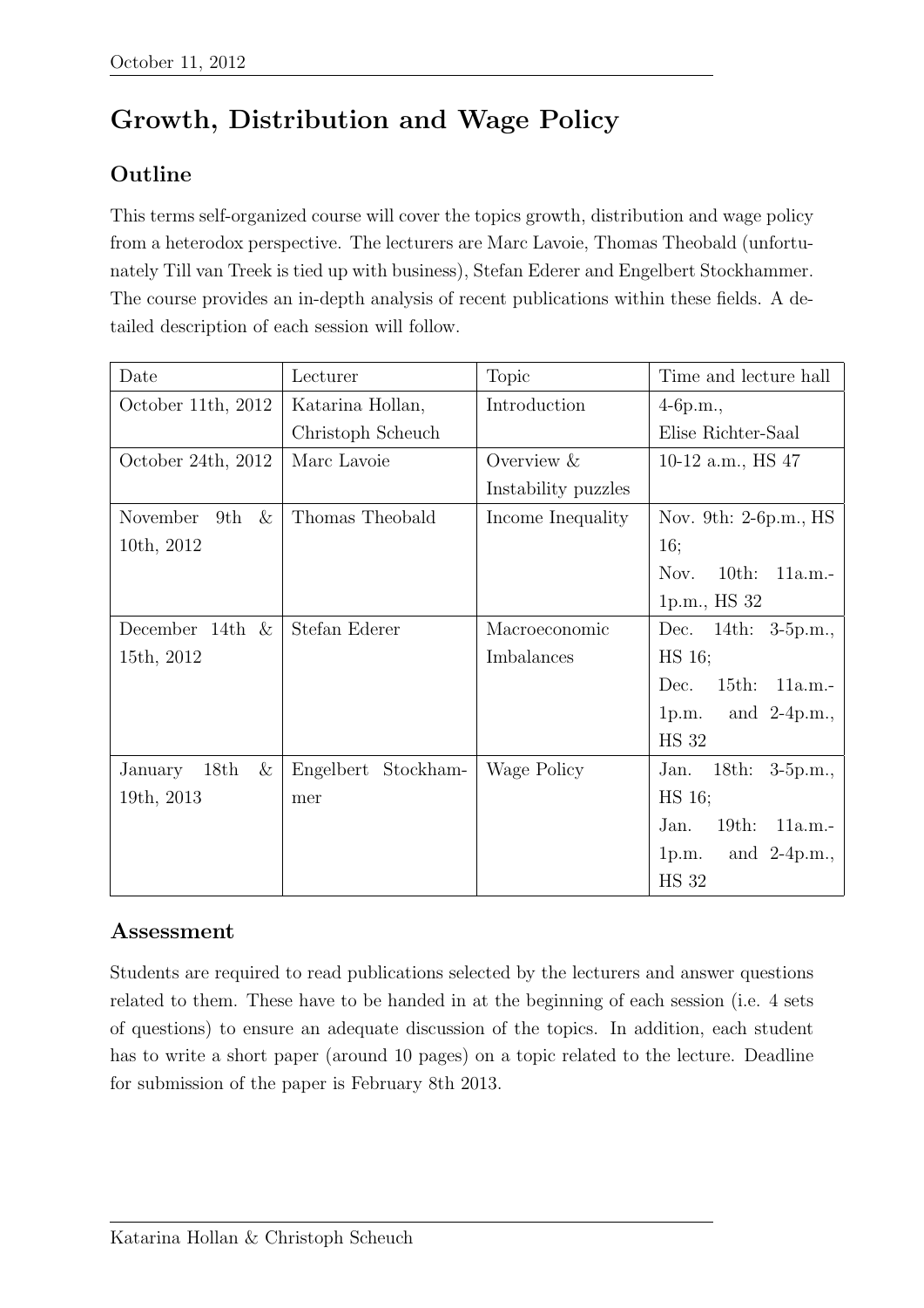October 11, 2012

# Growth, Distribution and Wage Policy

## Outline

This terms self-organized course will cover the topics growth, distribution and wage policy from a heterodox perspective. The lecturers are Marc Lavoie, Thomas Theobald (unfortunately Till van Treek is tied up with business), Stefan Ederer and Engelbert Stockhammer. The course provides an in-depth analysis of recent publications within these fields. A detailed description of each session will follow.

| Date | Lecturer | Topic | Time and lecture hall |
|---|---|---|---|
| October 11th, 2012 | Katarina Hollan, Christoph Scheuch | Introduction | 4-6p.m., Elise Richter-Saal |
| October 24th, 2012 | Marc Lavoie | Overview & Instability puzzles | 10-12 a.m., HS 47 |
| November 9th & 10th, 2012 | Thomas Theobald | Income Inequality | Nov. 9th: 2-6p.m., HS 16; Nov. 10th: 11a.m.-1p.m., HS 32 |
| December 14th & 15th, 2012 | Stefan Ederer | Macroeconomic Imbalances | Dec. 14th: 3-5p.m., HS 16; Dec. 15th: 11a.m.-1p.m. and 2-4p.m., HS 32 |
| January 18th & 19th, 2013 | Engelbert Stockhammer | Wage Policy | Jan. 18th: 3-5p.m., HS 16; Jan. 19th: 11a.m.-1p.m. and 2-4p.m., HS 32 |

## Assessment

Students are required to read publications selected by the lecturers and answer questions related to them. These have to be handed in at the beginning of each session (i.e. 4 sets of questions) to ensure an adequate discussion of the topics. In addition, each student has to write a short paper (around 10 pages) on a topic related to the lecture. Deadline for submission of the paper is February 8th 2013.

Katarina Hollan & Christoph Scheuch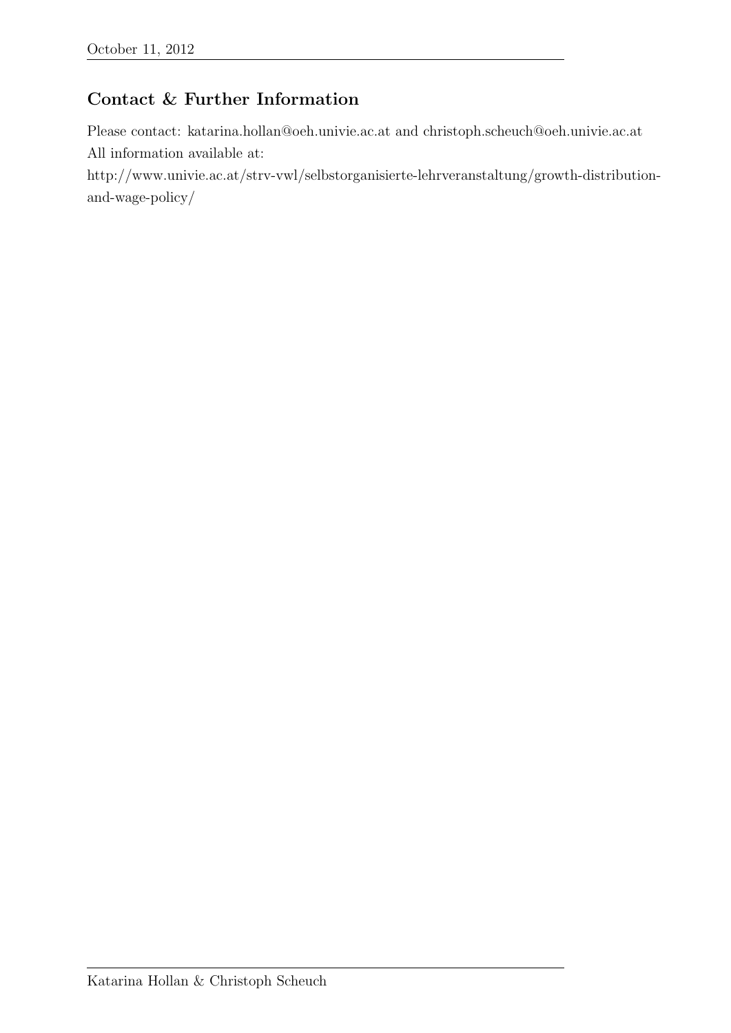## Contact & Further Information

Please contact: katarina.hollan@oeh.univie.ac.at and christoph.scheuch@oeh.univie.ac.at
All information available at:
http://www.univie.ac.at/strv-vwl/selbstorganisierte-lehrveranstaltung/growth-distribution-and-wage-policy/